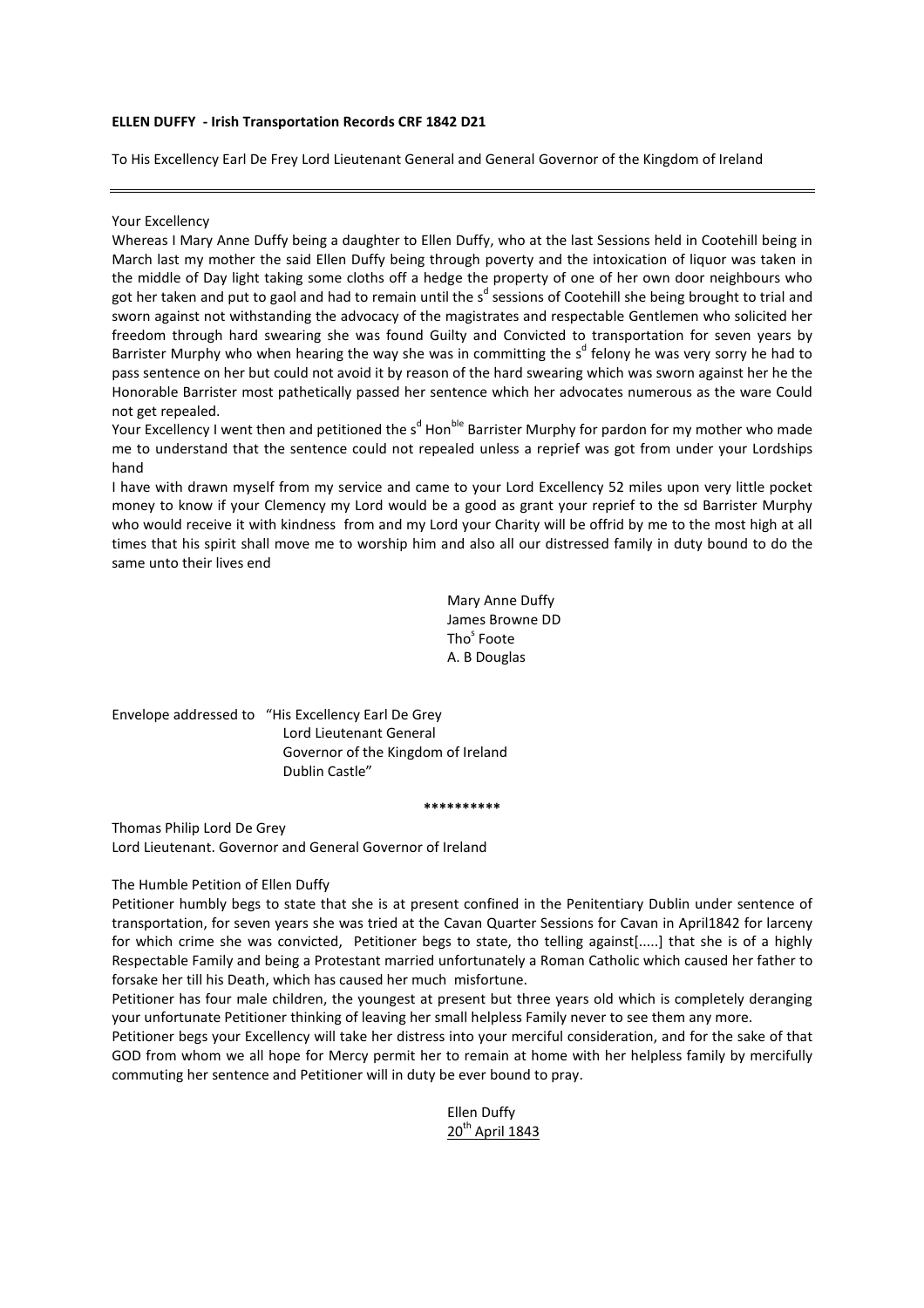**ELLEN DUFFY - Irish Transportation Records CRF 1842 D21**

To His Excellency Earl De Frey Lord Lieutenant General and General Governor of the Kingdom of Ireland

---

Your Excellency

Whereas I Mary Anne Duffy being a daughter to Ellen Duffy, who at the last Sessions held in Cootehill being in March last my mother the said Ellen Duffy being through poverty and the intoxication of liquor was taken in the middle of Day light taking some cloths off a hedge the property of one of her own door neighbours who got her taken and put to gaol and had to remain until the s[d] sessions of Cootehill she being brought to trial and sworn against not withstanding the advocacy of the magistrates and respectable Gentlemen who solicited her freedom through hard swearing she was found Guilty and Convicted to transportation for seven years by Barrister Murphy who when hearing the way she was in committing the s[d] felony he was very sorry he had to pass sentence on her but could not avoid it by reason of the hard swearing which was sworn against her he the Honorable Barrister most pathetically passed her sentence which her advocates numerous as the ware Could not get repealed.

Your Excellency I went then and petitioned the s[d] Hon[ble] Barrister Murphy for pardon for my mother who made me to understand that the sentence could not repealed unless a reprief was got from under your Lordships hand

I have with drawn myself from my service and came to your Lord Excellency 52 miles upon very little pocket money to know if your Clemency my Lord would be a good as grant your reprief to the sd Barrister Murphy who would receive it with kindness from and my Lord your Charity will be offrid by me to the most high at all times that his spirit shall move me to worship him and also all our distressed family in duty bound to do the same unto their lives end

Mary Anne Duffy
James Browne DD
Tho[s] Foote
A. B Douglas

Envelope addressed to "His Excellency Earl De Grey
Lord Lieutenant General
Governor of the Kingdom of Ireland
Dublin Castle"

**********

Thomas Philip Lord De Grey
Lord Lieutenant. Governor and General Governor of Ireland

The Humble Petition of Ellen Duffy

Petitioner humbly begs to state that she is at present confined in the Penitentiary Dublin under sentence of transportation, for seven years she was tried at the Cavan Quarter Sessions for Cavan in April1842 for larceny for which crime she was convicted, Petitioner begs to state, tho telling against[.....] that she is of a highly Respectable Family and being a Protestant married unfortunately a Roman Catholic which caused her father to forsake her till his Death, which has caused her much misfortune.

Petitioner has four male children, the youngest at present but three years old which is completely deranging your unfortunate Petitioner thinking of leaving her small helpless Family never to see them any more.

Petitioner begs your Excellency will take her distress into your merciful consideration, and for the sake of that GOD from whom we all hope for Mercy permit her to remain at home with her helpless family by mercifully commuting her sentence and Petitioner will in duty be ever bound to pray.

Ellen Duffy
20[th] April 1843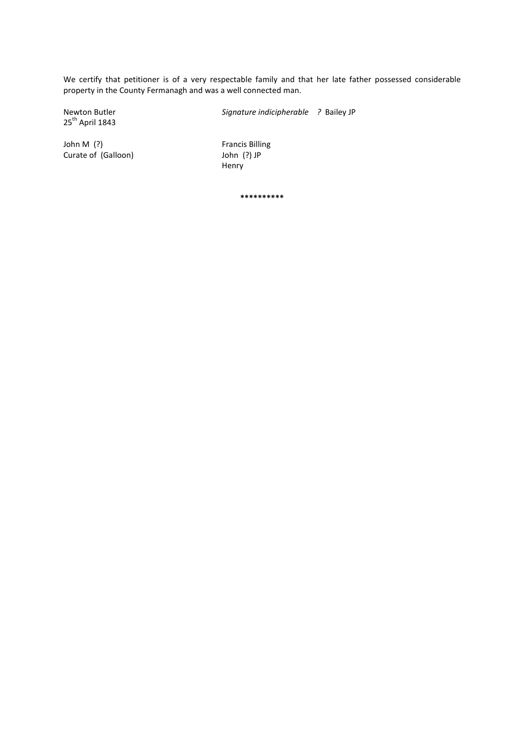We certify that petitioner is of a very respectable family and that her late father possessed considerable property in the County Fermanagh and was a well connected man.

Newton Butler
25th April 1843

*Signature indicipherable ?* Bailey JP

John M (?)
Curate of (Galloon)

Francis Billing
John (?) JP
Henry

**********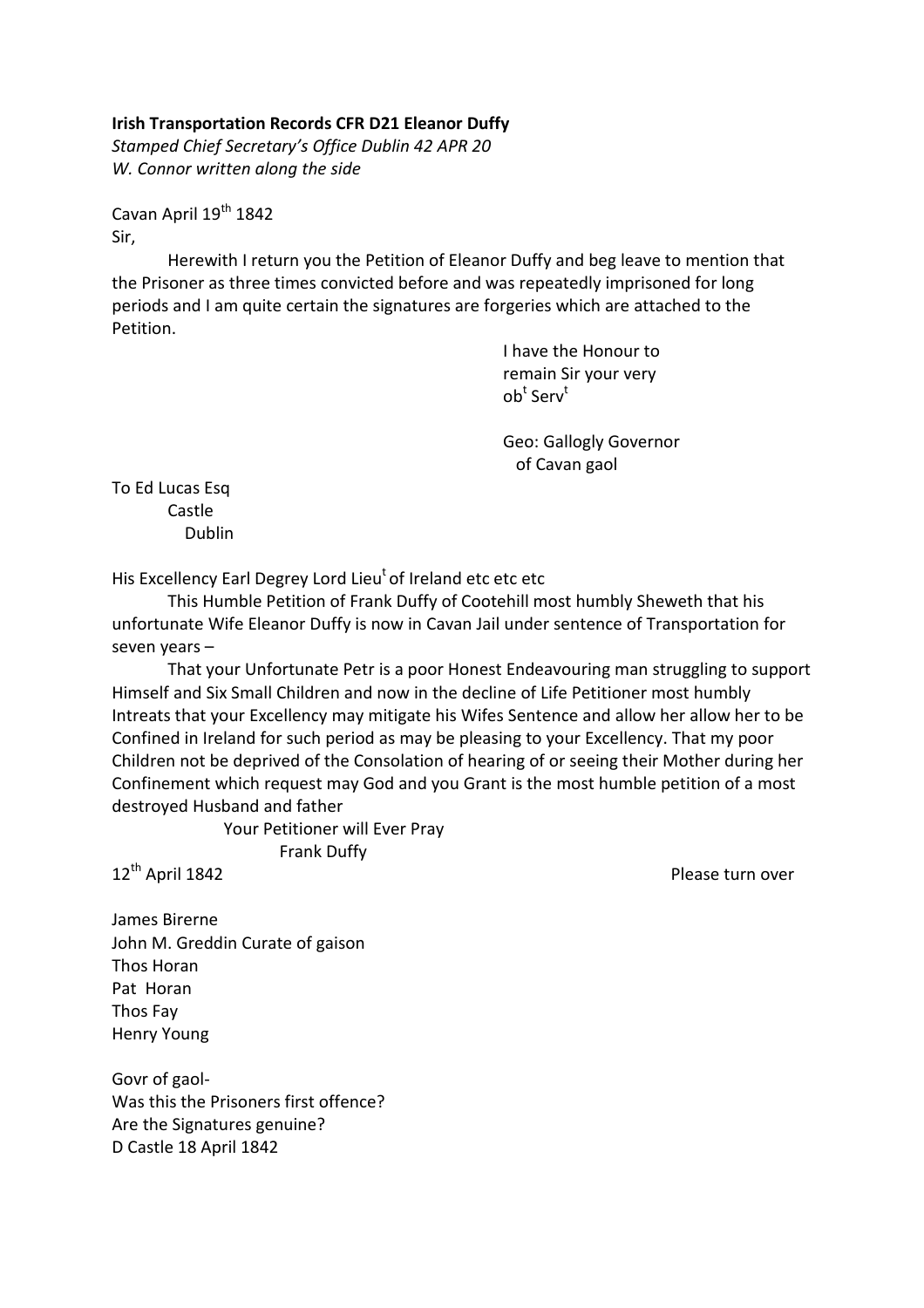**Irish Transportation Records CFR D21 Eleanor Duffy**

*Stamped Chief Secretary's Office Dublin 42 APR 20*

*W. Connor written along the side*

Cavan April 19th 1842

Sir,

Herewith I return you the Petition of Eleanor Duffy and beg leave to mention that the Prisoner as three times convicted before and was repeatedly imprisoned for long periods and I am quite certain the signatures are forgeries which are attached to the Petition.

I have the Honour to
remain Sir your very
obt Servt

Geo: Gallogly Governor
of Cavan gaol

To Ed Lucas Esq
Castle
Dublin

His Excellency Earl Degrey Lord Lieut of Ireland etc etc etc

This Humble Petition of Frank Duffy of Cootehill most humbly Sheweth that his unfortunate Wife Eleanor Duffy is now in Cavan Jail under sentence of Transportation for seven years –

That your Unfortunate Petr is a poor Honest Endeavouring man struggling to support Himself and Six Small Children and now in the decline of Life Petitioner most humbly Intreats that your Excellency may mitigate his Wifes Sentence and allow her allow her to be Confined in Ireland for such period as may be pleasing to your Excellency. That my poor Children not be deprived of the Consolation of hearing of or seeing their Mother during her Confinement which request may God and you Grant is the most humble petition of a most destroyed Husband and father

Your Petitioner will Ever Pray
Frank Duffy

12th April 1842

Please turn over

James Birerne
John M. Greddin Curate of gaison
Thos Horan
Pat Horan
Thos Fay
Henry Young

Govr of gaol-
Was this the Prisoners first offence?
Are the Signatures genuine?
D Castle 18 April 1842